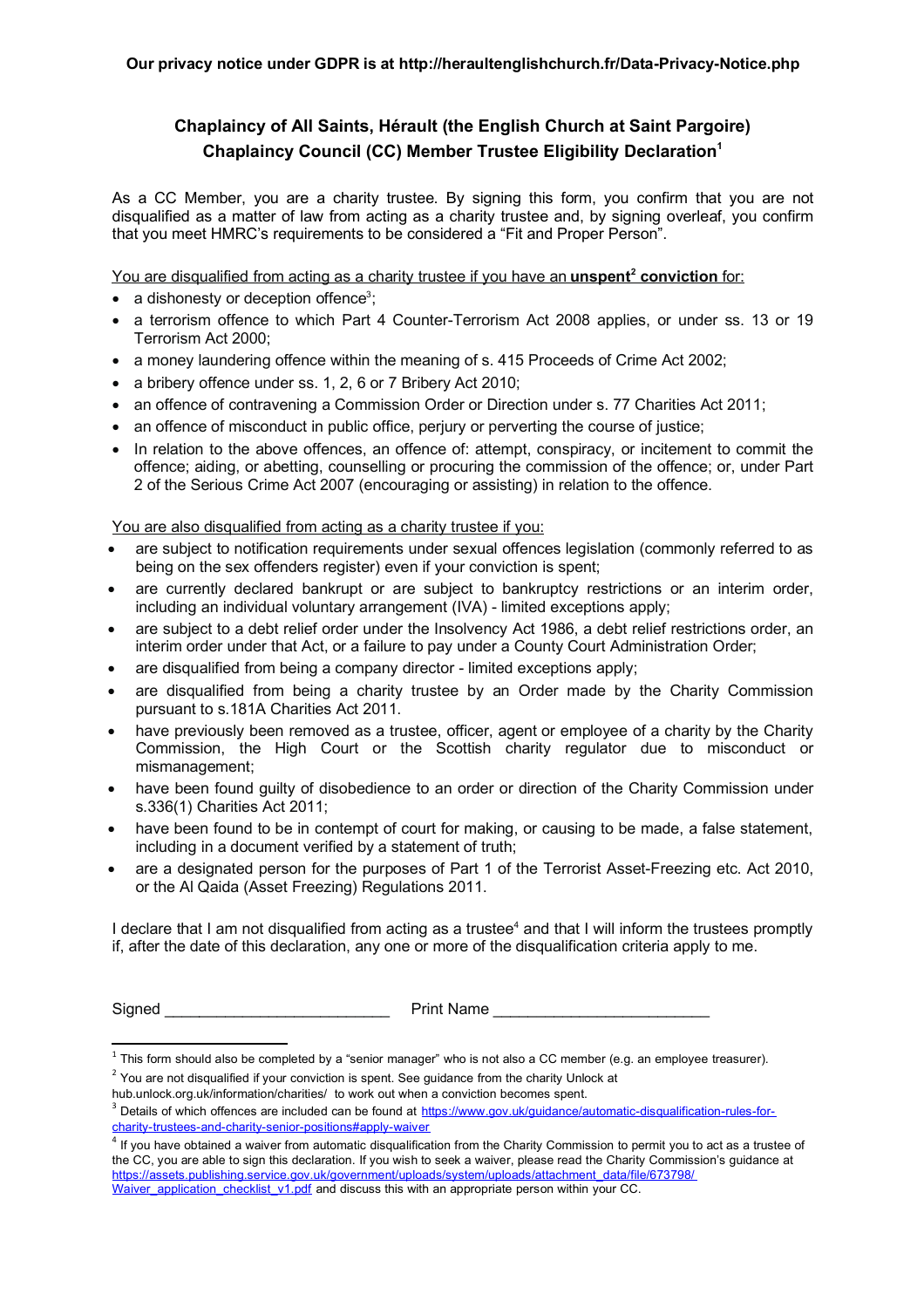**Our privacy notice under GDPR is at http://heraultenglishchurch.fr/Data-Privacy-Notice.php**

## Chaplaincy of All Saints, Hérault (the English Church at Saint Pargoire) Chaplaincy Council (CC) Member Trustee Eligibility Declaration[1]

As a CC Member, you are a charity trustee. By signing this form, you confirm that you are not disqualified as a matter of law from acting as a charity trustee and, by signing overleaf, you confirm that you meet HMRC's requirements to be considered a "Fit and Proper Person".

You are disqualified from acting as a charity trustee if you have an **unspent[2] conviction** for:

- a dishonesty or deception offence[3];
- a terrorism offence to which Part 4 Counter-Terrorism Act 2008 applies, or under ss. 13 or 19 Terrorism Act 2000;
- a money laundering offence within the meaning of s. 415 Proceeds of Crime Act 2002;
- a bribery offence under ss. 1, 2, 6 or 7 Bribery Act 2010;
- an offence of contravening a Commission Order or Direction under s. 77 Charities Act 2011;
- an offence of misconduct in public office, perjury or perverting the course of justice;
- In relation to the above offences, an offence of: attempt, conspiracy, or incitement to commit the offence; aiding, or abetting, counselling or procuring the commission of the offence; or, under Part 2 of the Serious Crime Act 2007 (encouraging or assisting) in relation to the offence.

You are also disqualified from acting as a charity trustee if you:

- are subject to notification requirements under sexual offences legislation (commonly referred to as being on the sex offenders register) even if your conviction is spent;
- are currently declared bankrupt or are subject to bankruptcy restrictions or an interim order, including an individual voluntary arrangement (IVA) - limited exceptions apply;
- are subject to a debt relief order under the Insolvency Act 1986, a debt relief restrictions order, an interim order under that Act, or a failure to pay under a County Court Administration Order;
- are disqualified from being a company director - limited exceptions apply;
- are disqualified from being a charity trustee by an Order made by the Charity Commission pursuant to s.181A Charities Act 2011.
- have previously been removed as a trustee, officer, agent or employee of a charity by the Charity Commission, the High Court or the Scottish charity regulator due to misconduct or mismanagement;
- have been found guilty of disobedience to an order or direction of the Charity Commission under s.336(1) Charities Act 2011;
- have been found to be in contempt of court for making, or causing to be made, a false statement, including in a document verified by a statement of truth;
- are a designated person for the purposes of Part 1 of the Terrorist Asset-Freezing etc. Act 2010, or the Al Qaida (Asset Freezing) Regulations 2011.

I declare that I am not disqualified from acting as a trustee[4] and that I will inform the trustees promptly if, after the date of this declaration, any one or more of the disqualification criteria apply to me.

Signed ________________________ Print Name ________________________

---

[1] This form should also be completed by a "senior manager" who is not also a CC member (e.g. an employee treasurer).

[2] You are not disqualified if your conviction is spent. See guidance from the charity Unlock at hub.unlock.org.uk/information/charities/ to work out when a conviction becomes spent.

[3] Details of which offences are included can be found at https://www.gov.uk/guidance/automatic-disqualification-rules-for-charity-trustees-and-charity-senior-positions#apply-waiver

[4] If you have obtained a waiver from automatic disqualification from the Charity Commission to permit you to act as a trustee of the CC, you are able to sign this declaration. If you wish to seek a waiver, please read the Charity Commission's guidance at https://assets.publishing.service.gov.uk/government/uploads/system/uploads/attachment_data/file/673798/Waiver_application_checklist_v1.pdf and discuss this with an appropriate person within your CC.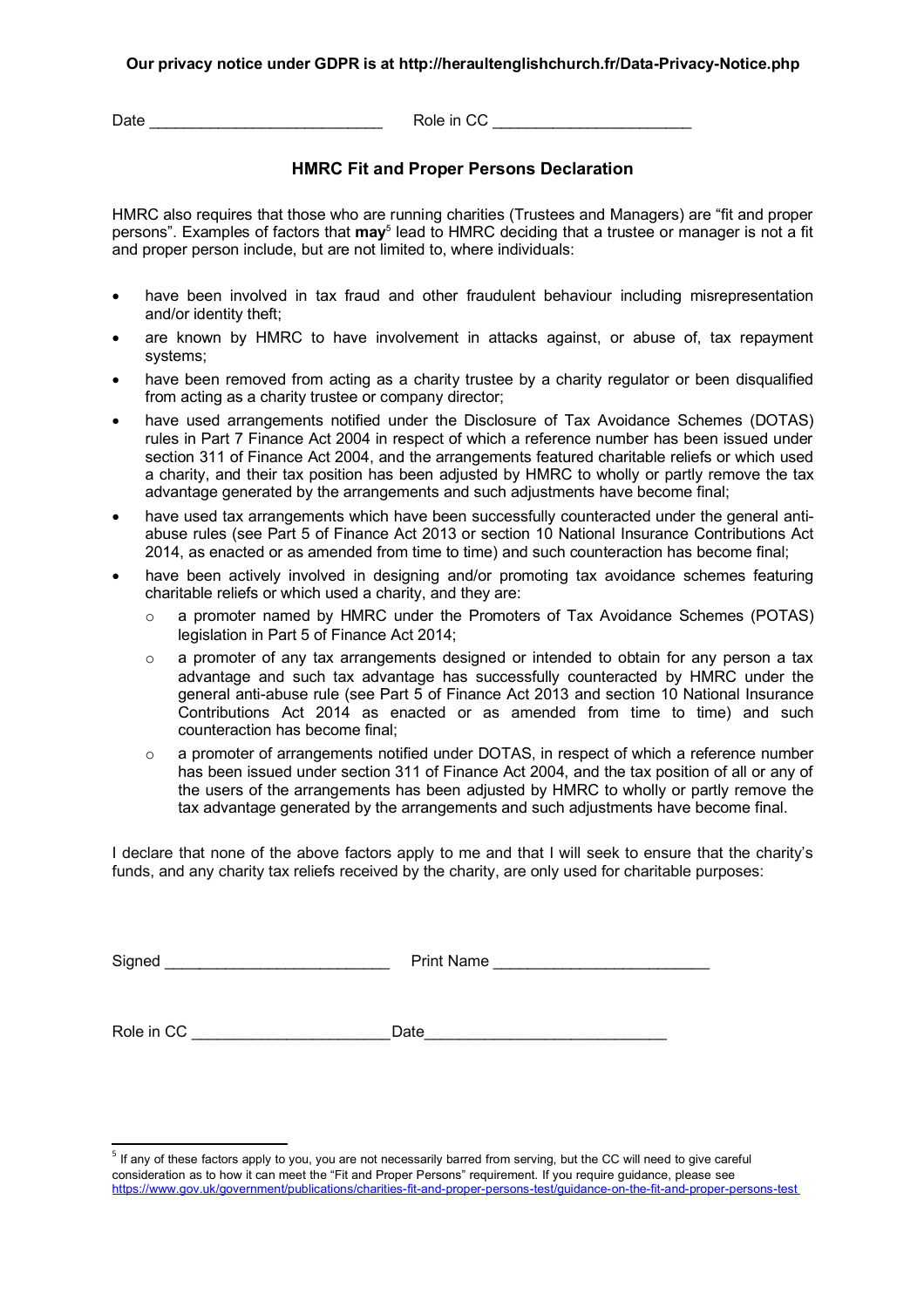**Our privacy notice under GDPR is at http://heraultenglishchurch.fr/Data-Privacy-Notice.php**

Date ___________________________ Role in CC _______________________

## HMRC Fit and Proper Persons Declaration

HMRC also requires that those who are running charities (Trustees and Managers) are "fit and proper persons". Examples of factors that **may**[5] lead to HMRC deciding that a trustee or manager is not a fit and proper person include, but are not limited to, where individuals:

- have been involved in tax fraud and other fraudulent behaviour including misrepresentation and/or identity theft;
- are known by HMRC to have involvement in attacks against, or abuse of, tax repayment systems;
- have been removed from acting as a charity trustee by a charity regulator or been disqualified from acting as a charity trustee or company director;
- have used arrangements notified under the Disclosure of Tax Avoidance Schemes (DOTAS) rules in Part 7 Finance Act 2004 in respect of which a reference number has been issued under section 311 of Finance Act 2004, and the arrangements featured charitable reliefs or which used a charity, and their tax position has been adjusted by HMRC to wholly or partly remove the tax advantage generated by the arrangements and such adjustments have become final;
- have used tax arrangements which have been successfully counteracted under the general anti-abuse rules (see Part 5 of Finance Act 2013 or section 10 National Insurance Contributions Act 2014, as enacted or as amended from time to time) and such counteraction has become final;
- have been actively involved in designing and/or promoting tax avoidance schemes featuring charitable reliefs or which used a charity, and they are:
  - a promoter named by HMRC under the Promoters of Tax Avoidance Schemes (POTAS) legislation in Part 5 of Finance Act 2014;
  - a promoter of any tax arrangements designed or intended to obtain for any person a tax advantage and such tax advantage has successfully counteracted by HMRC under the general anti-abuse rule (see Part 5 of Finance Act 2013 and section 10 National Insurance Contributions Act 2014 as enacted or as amended from time to time) and such counteraction has become final;
  - a promoter of arrangements notified under DOTAS, in respect of which a reference number has been issued under section 311 of Finance Act 2004, and the tax position of all or any of the users of the arrangements has been adjusted by HMRC to wholly or partly remove the tax advantage generated by the arrangements and such adjustments have become final.

I declare that none of the above factors apply to me and that I will seek to ensure that the charity's funds, and any charity tax reliefs received by the charity, are only used for charitable purposes:

Signed __________________________ Print Name _________________________

Role in CC _______________________ Date____________________________

[5] If any of these factors apply to you, you are not necessarily barred from serving, but the CC will need to give careful consideration as to how it can meet the "Fit and Proper Persons" requirement. If you require guidance, please see https://www.gov.uk/government/publications/charities-fit-and-proper-persons-test/guidance-on-the-fit-and-proper-persons-test